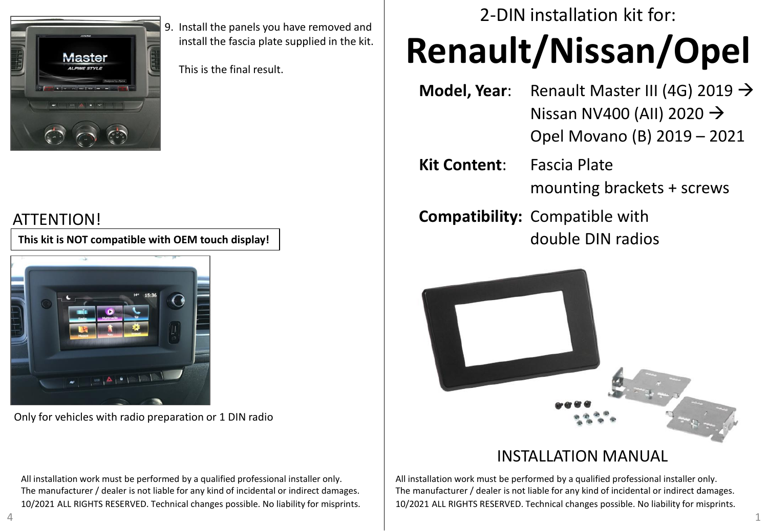9. Install the panels you have removed and install the fascia plate supplied in the kit.

   This is the final result.

## ATTENTION!

**This kit is NOT compatible with OEM touch display!**

Only for vehicles with radio preparation or 1 DIN radio

All installation work must be performed by a qualified professional installer only.
The manufacturer / dealer is not liable for any kind of incidental or indirect damages.
10/2021 ALL RIGHTS RESERVED. Technical changes possible. No liability for misprints.

2-DIN installation kit for:

# Renault/Nissan/Opel

**Model, Year**: Renault Master III (4G) 2019 →
Nissan NV400 (AII) 2020 →
Opel Movano (B) 2019 – 2021

**Kit Content**: Fascia Plate
mounting brackets + screws

**Compatibility:** Compatible with double DIN radios

## INSTALLATION MANUAL

All installation work must be performed by a qualified professional installer only.
The manufacturer / dealer is not liable for any kind of incidental or indirect damages.
10/2021 ALL RIGHTS RESERVED. Technical changes possible. No liability for misprints.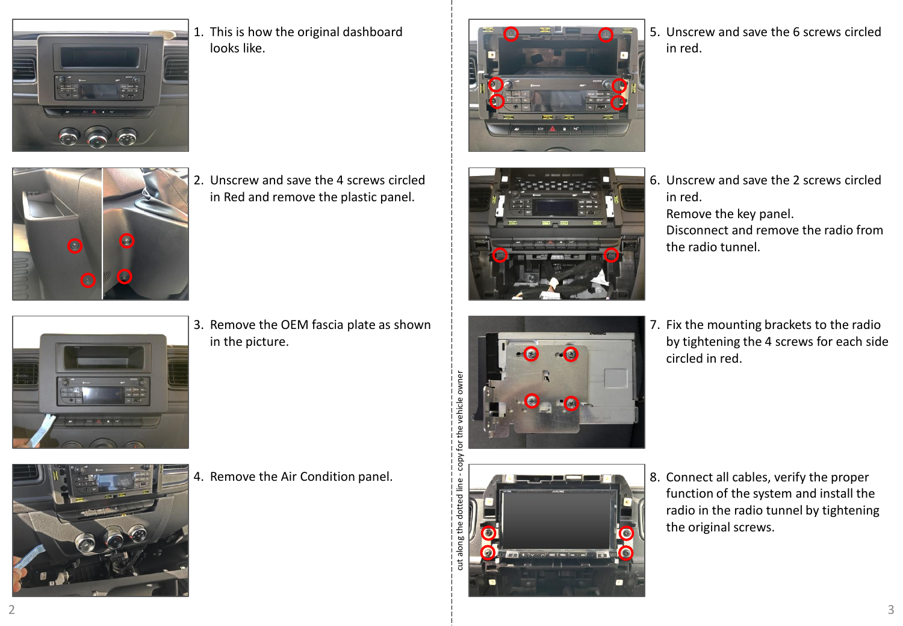1. This is how the original dashboard looks like.

2. Unscrew and save the 4 screws circled in Red and remove the plastic panel.

3. Remove the OEM fascia plate as shown in the picture.

4. Remove the Air Condition panel.

cut along the dotted line - copy for the vehicle owner

5. Unscrew and save the 6 screws circled in red.

6. Unscrew and save the 2 screws circled in red.
   Remove the key panel.
   Disconnect and remove the radio from the radio tunnel.

7. Fix the mounting brackets to the radio by tightening the 4 screws for each side circled in red.

8. Connect all cables, verify the proper function of the system and install the radio in the radio tunnel by tightening the original screws.